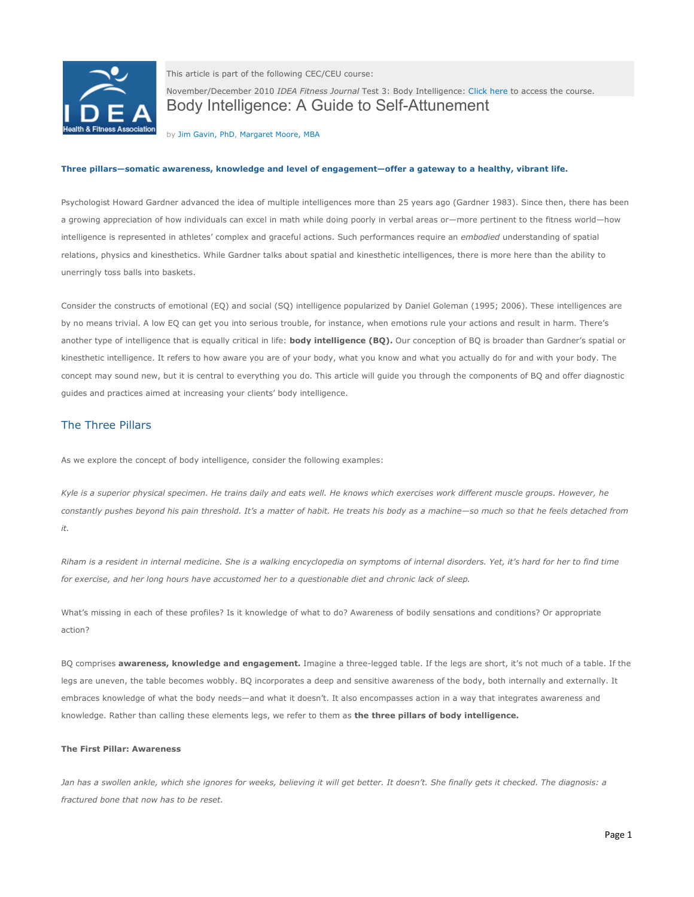This article is part of the following CEC/CEU course:

November/December 2010 *IDEA Fitness Journal* Test 3: Body Intelligence: Click here to access the course.

# Body Intelligence: A Guide to Self-Attunement

by Jim Gavin, PhD, Margaret Moore, MBA

**Three pillars—somatic awareness, knowledge and level of engagement—offer a gateway to a healthy, vibrant life.**

Psychologist Howard Gardner advanced the idea of multiple intelligences more than 25 years ago (Gardner 1983). Since then, there has been a growing appreciation of how individuals can excel in math while doing poorly in verbal areas or—more pertinent to the fitness world—how intelligence is represented in athletes' complex and graceful actions. Such performances require an *embodied* understanding of spatial relations, physics and kinesthetics. While Gardner talks about spatial and kinesthetic intelligences, there is more here than the ability to unerringly toss balls into baskets.

Consider the constructs of emotional (EQ) and social (SQ) intelligence popularized by Daniel Goleman (1995; 2006). These intelligences are by no means trivial. A low EQ can get you into serious trouble, for instance, when emotions rule your actions and result in harm. There's another type of intelligence that is equally critical in life: **body intelligence (BQ).** Our conception of BQ is broader than Gardner's spatial or kinesthetic intelligence. It refers to how aware you are of your body, what you know and what you actually do for and with your body. The concept may sound new, but it is central to everything you do. This article will guide you through the components of BQ and offer diagnostic guides and practices aimed at increasing your clients' body intelligence.

## The Three Pillars

As we explore the concept of body intelligence, consider the following examples:

*Kyle is a superior physical specimen. He trains daily and eats well. He knows which exercises work different muscle groups. However, he constantly pushes beyond his pain threshold. It's a matter of habit. He treats his body as a machine—so much so that he feels detached from it.*

*Riham is a resident in internal medicine. She is a walking encyclopedia on symptoms of internal disorders. Yet, it's hard for her to find time for exercise, and her long hours have accustomed her to a questionable diet and chronic lack of sleep.*

What's missing in each of these profiles? Is it knowledge of what to do? Awareness of bodily sensations and conditions? Or appropriate action?

BQ comprises **awareness, knowledge and engagement.** Imagine a three-legged table. If the legs are short, it's not much of a table. If the legs are uneven, the table becomes wobbly. BQ incorporates a deep and sensitive awareness of the body, both internally and externally. It embraces knowledge of what the body needs—and what it doesn't. It also encompasses action in a way that integrates awareness and knowledge. Rather than calling these elements legs, we refer to them as **the three pillars of body intelligence.**

### The First Pillar: Awareness

*Jan has a swollen ankle, which she ignores for weeks, believing it will get better. It doesn't. She finally gets it checked. The diagnosis: a fractured bone that now has to be reset.*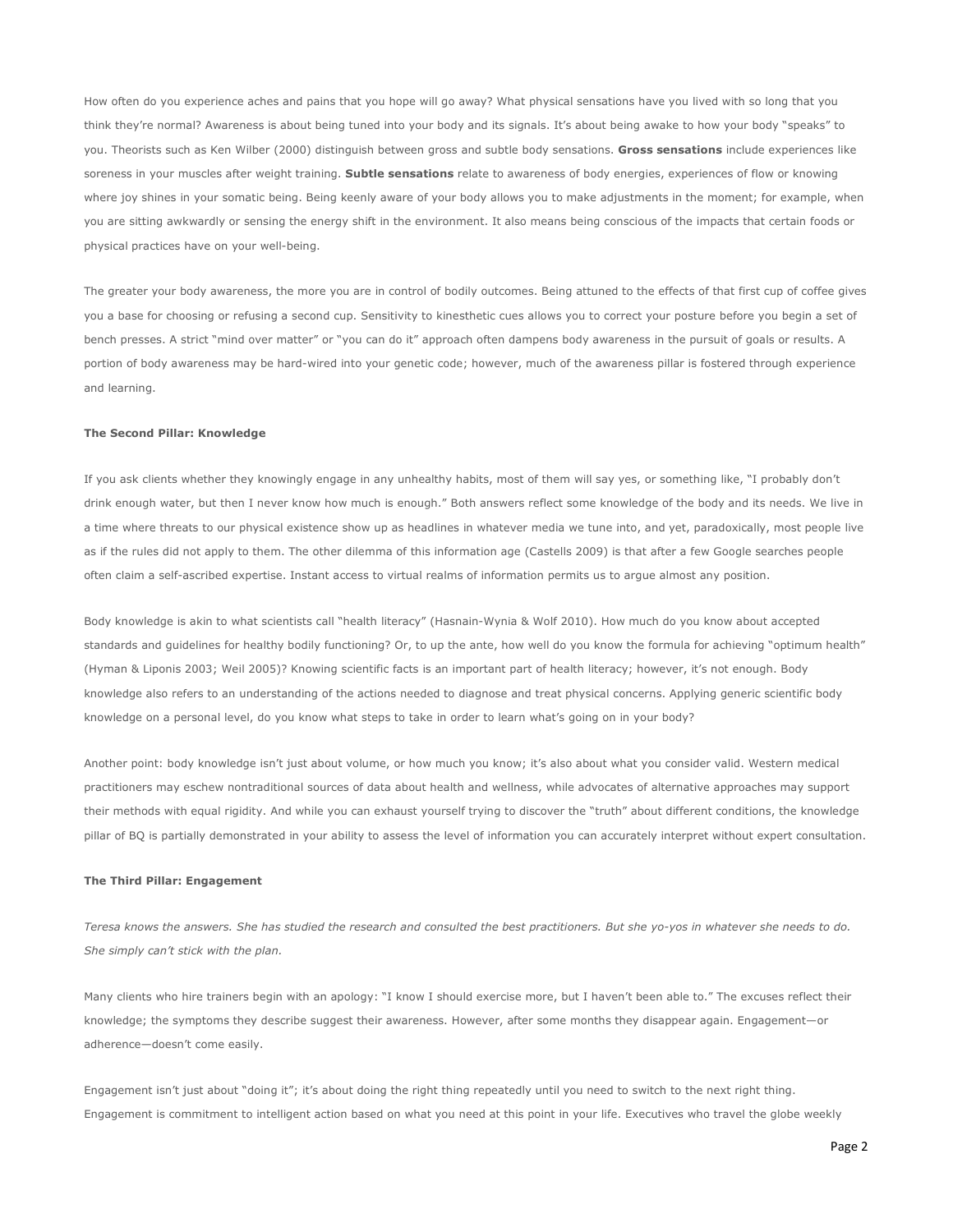How often do you experience aches and pains that you hope will go away? What physical sensations have you lived with so long that you think they're normal? Awareness is about being tuned into your body and its signals. It's about being awake to how your body "speaks" to you. Theorists such as Ken Wilber (2000) distinguish between gross and subtle body sensations. **Gross sensations** include experiences like soreness in your muscles after weight training. **Subtle sensations** relate to awareness of body energies, experiences of flow or knowing where joy shines in your somatic being. Being keenly aware of your body allows you to make adjustments in the moment; for example, when you are sitting awkwardly or sensing the energy shift in the environment. It also means being conscious of the impacts that certain foods or physical practices have on your well-being.

The greater your body awareness, the more you are in control of bodily outcomes. Being attuned to the effects of that first cup of coffee gives you a base for choosing or refusing a second cup. Sensitivity to kinesthetic cues allows you to correct your posture before you begin a set of bench presses. A strict "mind over matter" or "you can do it" approach often dampens body awareness in the pursuit of goals or results. A portion of body awareness may be hard-wired into your genetic code; however, much of the awareness pillar is fostered through experience and learning.

**The Second Pillar: Knowledge**

If you ask clients whether they knowingly engage in any unhealthy habits, most of them will say yes, or something like, "I probably don't drink enough water, but then I never know how much is enough." Both answers reflect some knowledge of the body and its needs. We live in a time where threats to our physical existence show up as headlines in whatever media we tune into, and yet, paradoxically, most people live as if the rules did not apply to them. The other dilemma of this information age (Castells 2009) is that after a few Google searches people often claim a self-ascribed expertise. Instant access to virtual realms of information permits us to argue almost any position.

Body knowledge is akin to what scientists call "health literacy" (Hasnain-Wynia & Wolf 2010). How much do you know about accepted standards and guidelines for healthy bodily functioning? Or, to up the ante, how well do you know the formula for achieving "optimum health" (Hyman & Liponis 2003; Weil 2005)? Knowing scientific facts is an important part of health literacy; however, it's not enough. Body knowledge also refers to an understanding of the actions needed to diagnose and treat physical concerns. Applying generic scientific body knowledge on a personal level, do you know what steps to take in order to learn what's going on in your body?

Another point: body knowledge isn't just about volume, or how much you know; it's also about what you consider valid. Western medical practitioners may eschew nontraditional sources of data about health and wellness, while advocates of alternative approaches may support their methods with equal rigidity. And while you can exhaust yourself trying to discover the "truth" about different conditions, the knowledge pillar of BQ is partially demonstrated in your ability to assess the level of information you can accurately interpret without expert consultation.

**The Third Pillar: Engagement**

*Teresa knows the answers. She has studied the research and consulted the best practitioners. But she yo-yos in whatever she needs to do. She simply can't stick with the plan.*

Many clients who hire trainers begin with an apology: "I know I should exercise more, but I haven't been able to." The excuses reflect their knowledge; the symptoms they describe suggest their awareness. However, after some months they disappear again. Engagement—or adherence—doesn't come easily.

Engagement isn't just about "doing it"; it's about doing the right thing repeatedly until you need to switch to the next right thing. Engagement is commitment to intelligent action based on what you need at this point in your life. Executives who travel the globe weekly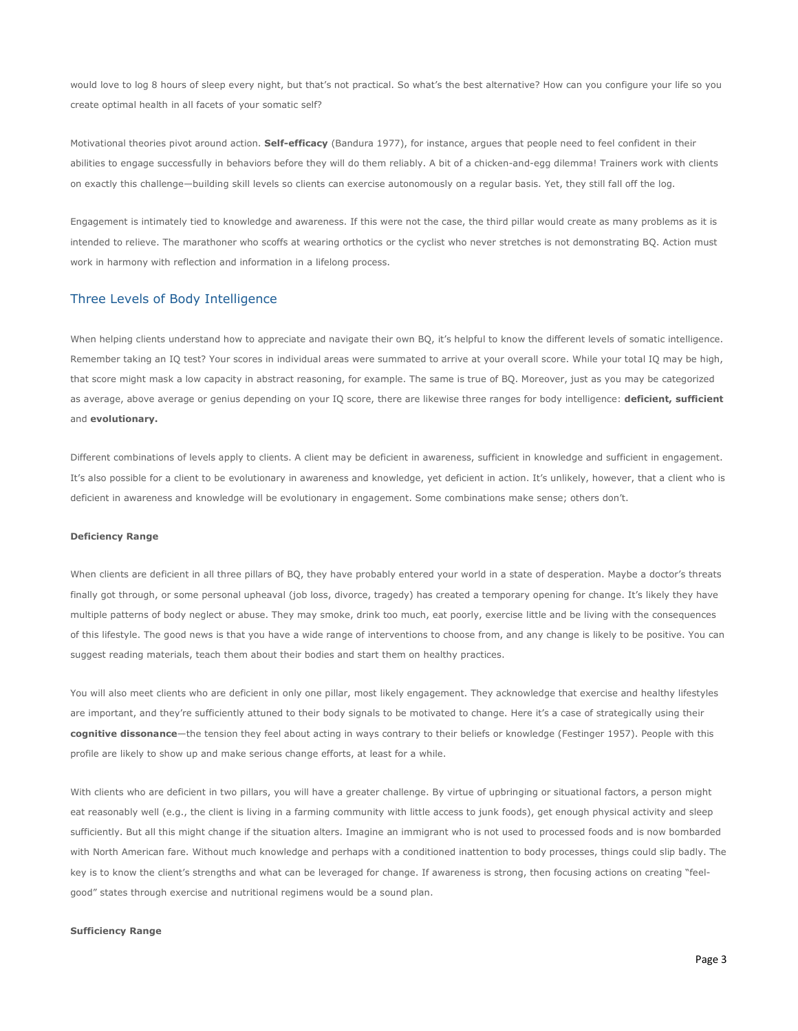would love to log 8 hours of sleep every night, but that's not practical. So what's the best alternative? How can you configure your life so you create optimal health in all facets of your somatic self?

Motivational theories pivot around action. **Self-efficacy** (Bandura 1977), for instance, argues that people need to feel confident in their abilities to engage successfully in behaviors before they will do them reliably. A bit of a chicken-and-egg dilemma! Trainers work with clients on exactly this challenge—building skill levels so clients can exercise autonomously on a regular basis. Yet, they still fall off the log.

Engagement is intimately tied to knowledge and awareness. If this were not the case, the third pillar would create as many problems as it is intended to relieve. The marathoner who scoffs at wearing orthotics or the cyclist who never stretches is not demonstrating BQ. Action must work in harmony with reflection and information in a lifelong process.

## Three Levels of Body Intelligence

When helping clients understand how to appreciate and navigate their own BQ, it's helpful to know the different levels of somatic intelligence. Remember taking an IQ test? Your scores in individual areas were summated to arrive at your overall score. While your total IQ may be high, that score might mask a low capacity in abstract reasoning, for example. The same is true of BQ. Moreover, just as you may be categorized as average, above average or genius depending on your IQ score, there are likewise three ranges for body intelligence: **deficient, sufficient** and **evolutionary.**

Different combinations of levels apply to clients. A client may be deficient in awareness, sufficient in knowledge and sufficient in engagement. It's also possible for a client to be evolutionary in awareness and knowledge, yet deficient in action. It's unlikely, however, that a client who is deficient in awareness and knowledge will be evolutionary in engagement. Some combinations make sense; others don't.

#### Deficiency Range

When clients are deficient in all three pillars of BQ, they have probably entered your world in a state of desperation. Maybe a doctor's threats finally got through, or some personal upheaval (job loss, divorce, tragedy) has created a temporary opening for change. It's likely they have multiple patterns of body neglect or abuse. They may smoke, drink too much, eat poorly, exercise little and be living with the consequences of this lifestyle. The good news is that you have a wide range of interventions to choose from, and any change is likely to be positive. You can suggest reading materials, teach them about their bodies and start them on healthy practices.

You will also meet clients who are deficient in only one pillar, most likely engagement. They acknowledge that exercise and healthy lifestyles are important, and they're sufficiently attuned to their body signals to be motivated to change. Here it's a case of strategically using their **cognitive dissonance**—the tension they feel about acting in ways contrary to their beliefs or knowledge (Festinger 1957). People with this profile are likely to show up and make serious change efforts, at least for a while.

With clients who are deficient in two pillars, you will have a greater challenge. By virtue of upbringing or situational factors, a person might eat reasonably well (e.g., the client is living in a farming community with little access to junk foods), get enough physical activity and sleep sufficiently. But all this might change if the situation alters. Imagine an immigrant who is not used to processed foods and is now bombarded with North American fare. Without much knowledge and perhaps with a conditioned inattention to body processes, things could slip badly. The key is to know the client's strengths and what can be leveraged for change. If awareness is strong, then focusing actions on creating "feel-good" states through exercise and nutritional regimens would be a sound plan.

#### Sufficiency Range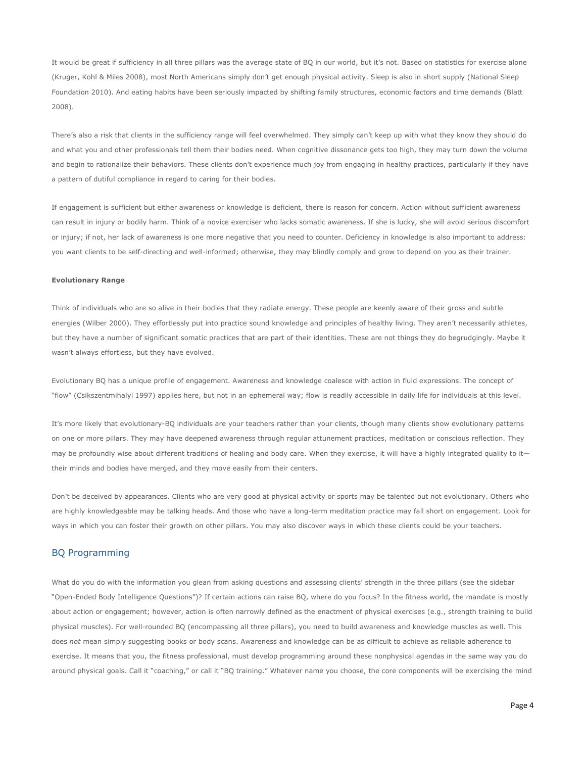It would be great if sufficiency in all three pillars was the average state of BQ in our world, but it's not. Based on statistics for exercise alone (Kruger, Kohl & Miles 2008), most North Americans simply don't get enough physical activity. Sleep is also in short supply (National Sleep Foundation 2010). And eating habits have been seriously impacted by shifting family structures, economic factors and time demands (Blatt 2008).

There's also a risk that clients in the sufficiency range will feel overwhelmed. They simply can't keep up with what they know they should do and what you and other professionals tell them their bodies need. When cognitive dissonance gets too high, they may turn down the volume and begin to rationalize their behaviors. These clients don't experience much joy from engaging in healthy practices, particularly if they have a pattern of dutiful compliance in regard to caring for their bodies.

If engagement is sufficient but either awareness or knowledge is deficient, there is reason for concern. Action without sufficient awareness can result in injury or bodily harm. Think of a novice exerciser who lacks somatic awareness. If she is lucky, she will avoid serious discomfort or injury; if not, her lack of awareness is one more negative that you need to counter. Deficiency in knowledge is also important to address: you want clients to be self-directing and well-informed; otherwise, they may blindly comply and grow to depend on you as their trainer.

**Evolutionary Range**

Think of individuals who are so alive in their bodies that they radiate energy. These people are keenly aware of their gross and subtle energies (Wilber 2000). They effortlessly put into practice sound knowledge and principles of healthy living. They aren't necessarily athletes, but they have a number of significant somatic practices that are part of their identities. These are not things they do begrudgingly. Maybe it wasn't always effortless, but they have evolved.

Evolutionary BQ has a unique profile of engagement. Awareness and knowledge coalesce with action in fluid expressions. The concept of "flow" (Csikszentmihalyi 1997) applies here, but not in an ephemeral way; flow is readily accessible in daily life for individuals at this level.

It's more likely that evolutionary-BQ individuals are your teachers rather than your clients, though many clients show evolutionary patterns on one or more pillars. They may have deepened awareness through regular attunement practices, meditation or conscious reflection. They may be profoundly wise about different traditions of healing and body care. When they exercise, it will have a highly integrated quality to it—their minds and bodies have merged, and they move easily from their centers.

Don't be deceived by appearances. Clients who are very good at physical activity or sports may be talented but not evolutionary. Others who are highly knowledgeable may be talking heads. And those who have a long-term meditation practice may fall short on engagement. Look for ways in which you can foster their growth on other pillars. You may also discover ways in which these clients could be your teachers.

## BQ Programming

What do you do with the information you glean from asking questions and assessing clients' strength in the three pillars (see the sidebar "Open-Ended Body Intelligence Questions")? If certain actions can raise BQ, where do you focus? In the fitness world, the mandate is mostly about action or engagement; however, action is often narrowly defined as the enactment of physical exercises (e.g., strength training to build physical muscles). For well-rounded BQ (encompassing all three pillars), you need to build awareness and knowledge muscles as well. This does *not* mean simply suggesting books or body scans. Awareness and knowledge can be as difficult to achieve as reliable adherence to exercise. It means that you, the fitness professional, must develop programming around these nonphysical agendas in the same way you do around physical goals. Call it "coaching," or call it "BQ training." Whatever name you choose, the core components will be exercising the mind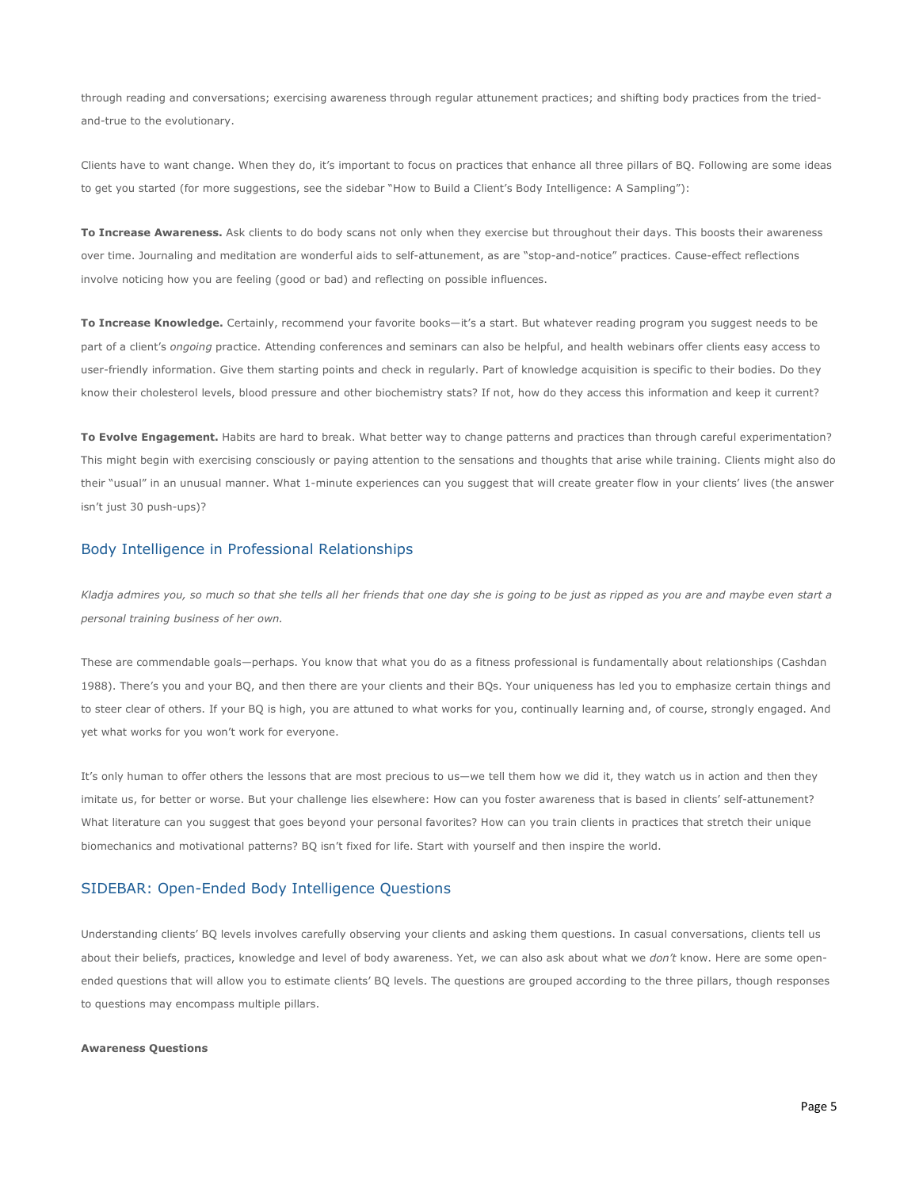through reading and conversations; exercising awareness through regular attunement practices; and shifting body practices from the tried-and-true to the evolutionary.

Clients have to want change. When they do, it's important to focus on practices that enhance all three pillars of BQ. Following are some ideas to get you started (for more suggestions, see the sidebar "How to Build a Client's Body Intelligence: A Sampling"):

**To Increase Awareness.** Ask clients to do body scans not only when they exercise but throughout their days. This boosts their awareness over time. Journaling and meditation are wonderful aids to self-attunement, as are "stop-and-notice" practices. Cause-effect reflections involve noticing how you are feeling (good or bad) and reflecting on possible influences.

**To Increase Knowledge.** Certainly, recommend your favorite books—it's a start. But whatever reading program you suggest needs to be part of a client's *ongoing* practice. Attending conferences and seminars can also be helpful, and health webinars offer clients easy access to user-friendly information. Give them starting points and check in regularly. Part of knowledge acquisition is specific to their bodies. Do they know their cholesterol levels, blood pressure and other biochemistry stats? If not, how do they access this information and keep it current?

**To Evolve Engagement.** Habits are hard to break. What better way to change patterns and practices than through careful experimentation? This might begin with exercising consciously or paying attention to the sensations and thoughts that arise while training. Clients might also do their "usual" in an unusual manner. What 1-minute experiences can you suggest that will create greater flow in your clients' lives (the answer isn't just 30 push-ups)?

## Body Intelligence in Professional Relationships

*Kladja admires you, so much so that she tells all her friends that one day she is going to be just as ripped as you are and maybe even start a personal training business of her own.*

These are commendable goals—perhaps. You know that what you do as a fitness professional is fundamentally about relationships (Cashdan 1988). There's you and your BQ, and then there are your clients and their BQs. Your uniqueness has led you to emphasize certain things and to steer clear of others. If your BQ is high, you are attuned to what works for you, continually learning and, of course, strongly engaged. And yet what works for you won't work for everyone.

It's only human to offer others the lessons that are most precious to us—we tell them how we did it, they watch us in action and then they imitate us, for better or worse. But your challenge lies elsewhere: How can you foster awareness that is based in clients' self-attunement? What literature can you suggest that goes beyond your personal favorites? How can you train clients in practices that stretch their unique biomechanics and motivational patterns? BQ isn't fixed for life. Start with yourself and then inspire the world.

## SIDEBAR: Open-Ended Body Intelligence Questions

Understanding clients' BQ levels involves carefully observing your clients and asking them questions. In casual conversations, clients tell us about their beliefs, practices, knowledge and level of body awareness. Yet, we can also ask about what we *don't* know. Here are some open-ended questions that will allow you to estimate clients' BQ levels. The questions are grouped according to the three pillars, though responses to questions may encompass multiple pillars.

**Awareness Questions**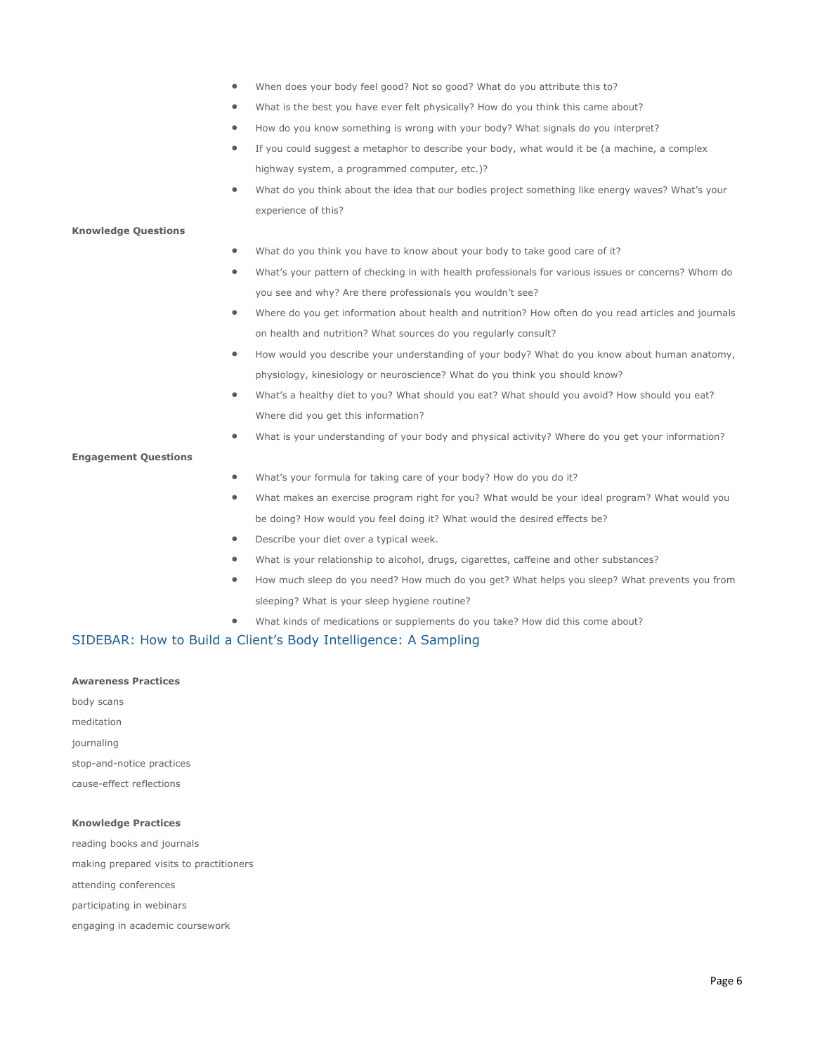- When does your body feel good? Not so good? What do you attribute this to?
- What is the best you have ever felt physically? How do you think this came about?
- How do you know something is wrong with your body? What signals do you interpret?
- If you could suggest a metaphor to describe your body, what would it be (a machine, a complex highway system, a programmed computer, etc.)?
- What do you think about the idea that our bodies project something like energy waves? What's your experience of this?

**Knowledge Questions**

- What do you think you have to know about your body to take good care of it?
- What's your pattern of checking in with health professionals for various issues or concerns? Whom do you see and why? Are there professionals you wouldn't see?
- Where do you get information about health and nutrition? How often do you read articles and journals on health and nutrition? What sources do you regularly consult?
- How would you describe your understanding of your body? What do you know about human anatomy, physiology, kinesiology or neuroscience? What do you think you should know?
- What's a healthy diet to you? What should you eat? What should you avoid? How should you eat? Where did you get this information?
- What is your understanding of your body and physical activity? Where do you get your information?

**Engagement Questions**

- What's your formula for taking care of your body? How do you do it?
- What makes an exercise program right for you? What would be your ideal program? What would you be doing? How would you feel doing it? What would the desired effects be?
- Describe your diet over a typical week.
- What is your relationship to alcohol, drugs, cigarettes, caffeine and other substances?
- How much sleep do you need? How much do you get? What helps you sleep? What prevents you from sleeping? What is your sleep hygiene routine?
- What kinds of medications or supplements do you take? How did this come about?

## SIDEBAR: How to Build a Client's Body Intelligence: A Sampling

**Awareness Practices**

body scans

meditation

journaling

stop-and-notice practices

cause-effect reflections

**Knowledge Practices**

reading books and journals

making prepared visits to practitioners

attending conferences

participating in webinars

engaging in academic coursework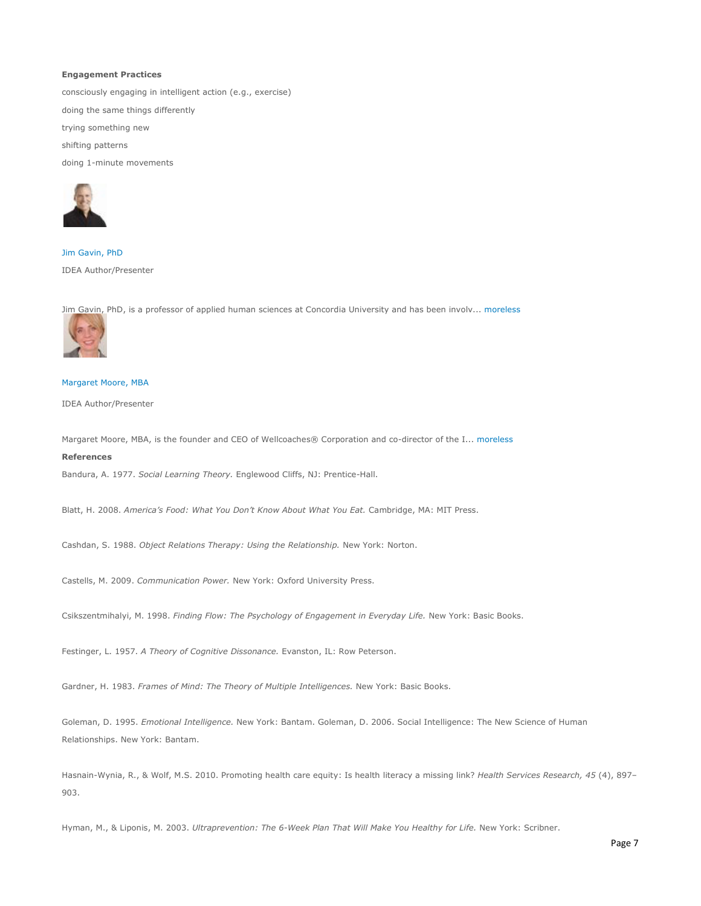**Engagement Practices**

consciously engaging in intelligent action (e.g., exercise)

doing the same things differently

trying something new

shifting patterns

doing 1-minute movements

Jim Gavin, PhD

IDEA Author/Presenter

Jim Gavin, PhD, is a professor of applied human sciences at Concordia University and has been involv... moreless

Margaret Moore, MBA

IDEA Author/Presenter

Margaret Moore, MBA, is the founder and CEO of Wellcoaches® Corporation and co-director of the I... moreless

**References**

Bandura, A. 1977. *Social Learning Theory.* Englewood Cliffs, NJ: Prentice-Hall.

Blatt, H. 2008. *America's Food: What You Don't Know About What You Eat.* Cambridge, MA: MIT Press.

Cashdan, S. 1988. *Object Relations Therapy: Using the Relationship.* New York: Norton.

Castells, M. 2009. *Communication Power.* New York: Oxford University Press.

Csikszentmihalyi, M. 1998. *Finding Flow: The Psychology of Engagement in Everyday Life.* New York: Basic Books.

Festinger, L. 1957. *A Theory of Cognitive Dissonance.* Evanston, IL: Row Peterson.

Gardner, H. 1983. *Frames of Mind: The Theory of Multiple Intelligences.* New York: Basic Books.

Goleman, D. 1995. *Emotional Intelligence.* New York: Bantam. Goleman, D. 2006. Social Intelligence: The New Science of Human Relationships. New York: Bantam.

Hasnain-Wynia, R., & Wolf, M.S. 2010. Promoting health care equity: Is health literacy a missing link? *Health Services Research, 45* (4), 897–903.

Hyman, M., & Liponis, M. 2003. *Ultraprevention: The 6-Week Plan That Will Make You Healthy for Life.* New York: Scribner.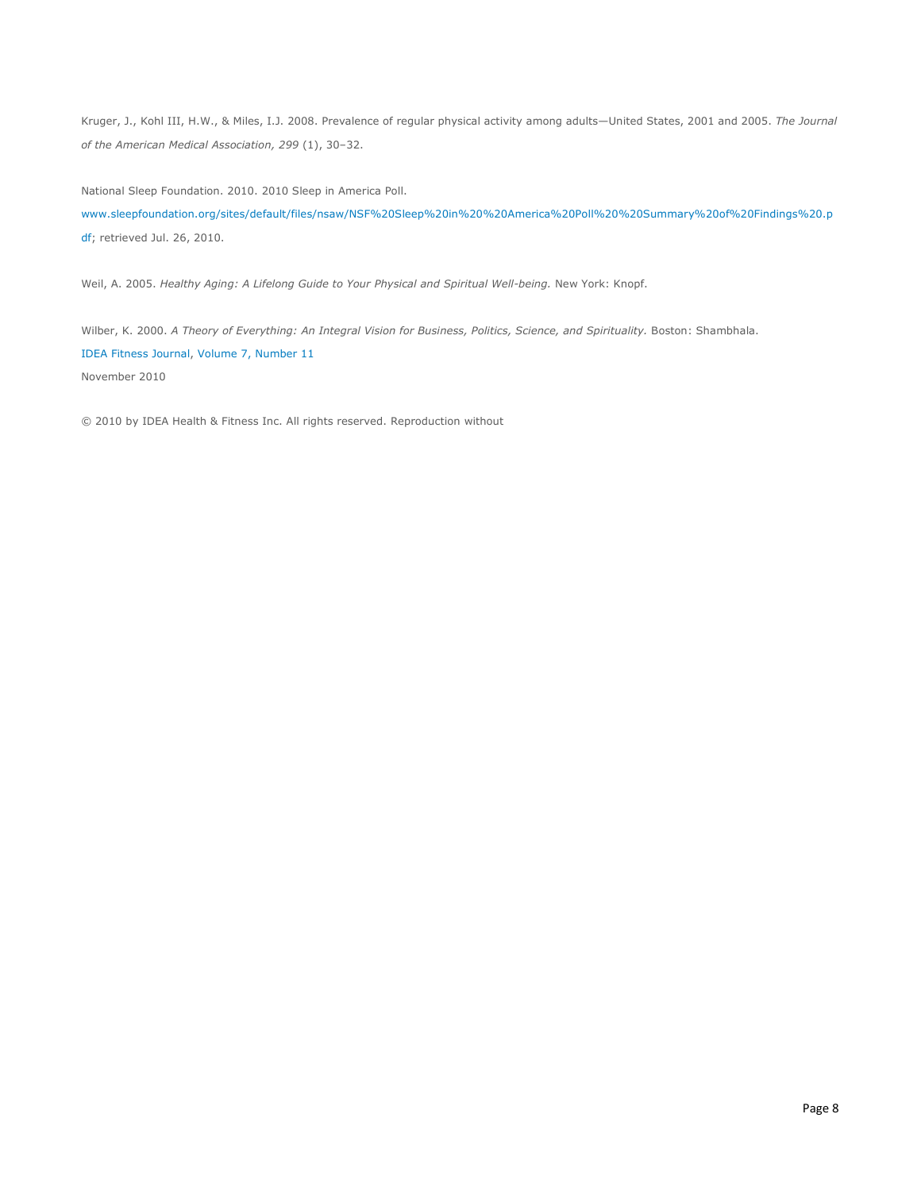Kruger, J., Kohl III, H.W., & Miles, I.J. 2008. Prevalence of regular physical activity among adults—United States, 2001 and 2005. *The Journal of the American Medical Association, 299* (1), 30–32.

National Sleep Foundation. 2010. 2010 Sleep in America Poll. www.sleepfoundation.org/sites/default/files/nsaw/NSF%20Sleep%20in%20%20America%20Poll%20%20Summary%20of%20Findings%20.pdf; retrieved Jul. 26, 2010.

Weil, A. 2005. *Healthy Aging: A Lifelong Guide to Your Physical and Spiritual Well-being.* New York: Knopf.

Wilber, K. 2000. *A Theory of Everything: An Integral Vision for Business, Politics, Science, and Spirituality*. Boston: Shambhala.

IDEA Fitness Journal, Volume 7, Number 11
November 2010

© 2010 by IDEA Health & Fitness Inc. All rights reserved. Reproduction without